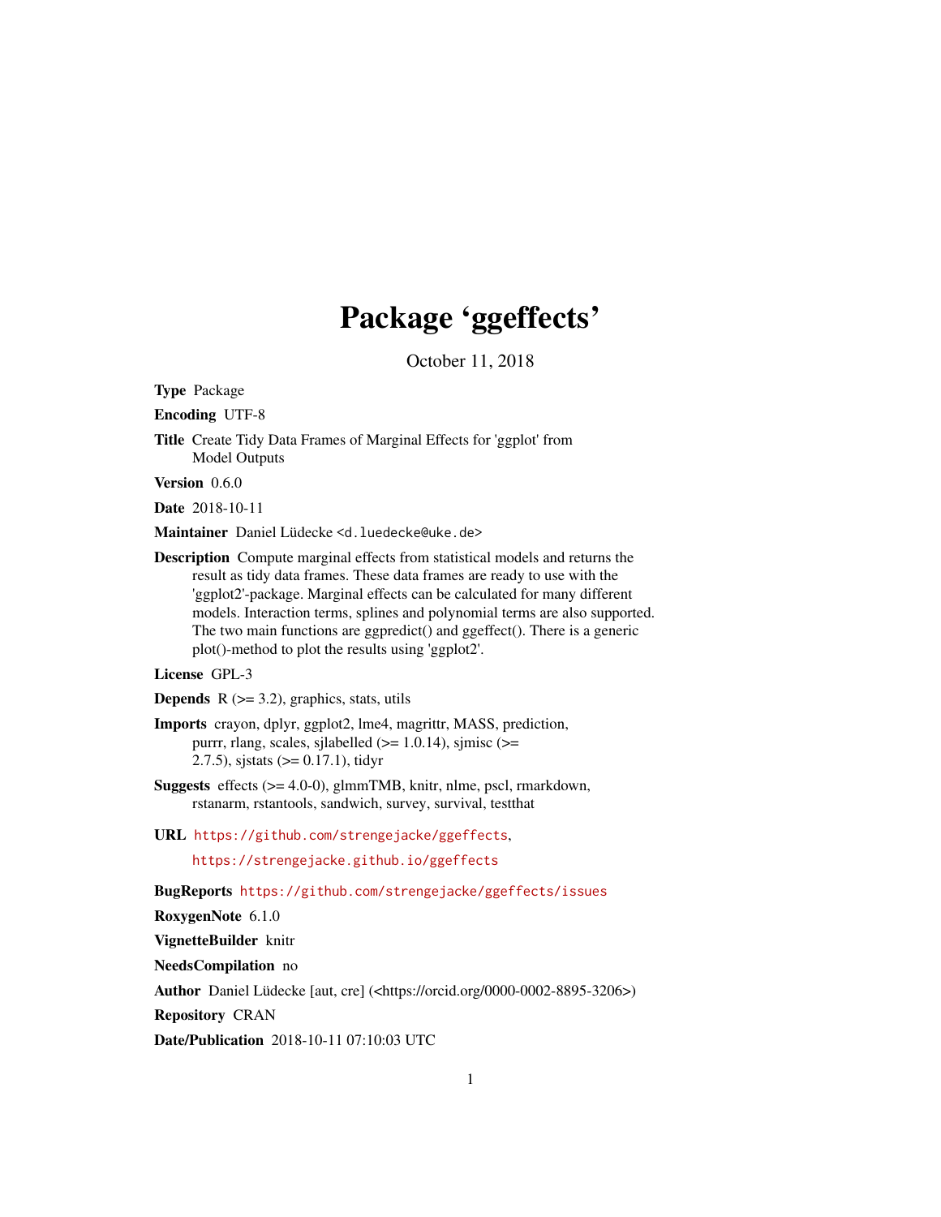# Package 'ggeffects'

October 11, 2018

**Type** Package

**Encoding** UTF-8

**Title** Create Tidy Data Frames of Marginal Effects for 'ggplot' from Model Outputs

**Version** 0.6.0

**Date** 2018-10-11

**Maintainer** Daniel Lüdecke <d.luedecke@uke.de>

**Description** Compute marginal effects from statistical models and returns the result as tidy data frames. These data frames are ready to use with the 'ggplot2'-package. Marginal effects can be calculated for many different models. Interaction terms, splines and polynomial terms are also supported. The two main functions are ggpredict() and ggeffect(). There is a generic plot()-method to plot the results using 'ggplot2'.

**License** GPL-3

**Depends** R (>= 3.2), graphics, stats, utils

**Imports** crayon, dplyr, ggplot2, lme4, magrittr, MASS, prediction, purrr, rlang, scales, sjlabelled (>= 1.0.14), sjmisc (>= 2.7.5), sjstats (>= 0.17.1), tidyr

**Suggests** effects (>= 4.0-0), glmmTMB, knitr, nlme, pscl, rmarkdown, rstanarm, rstantools, sandwich, survey, survival, testthat

**URL** https://github.com/strengejacke/ggeffects, https://strengejacke.github.io/ggeffects

**BugReports** https://github.com/strengejacke/ggeffects/issues

**RoxygenNote** 6.1.0

**VignetteBuilder** knitr

**NeedsCompilation** no

**Author** Daniel Lüdecke [aut, cre] (<https://orcid.org/0000-0002-8895-3206>)

**Repository** CRAN

**Date/Publication** 2018-10-11 07:10:03 UTC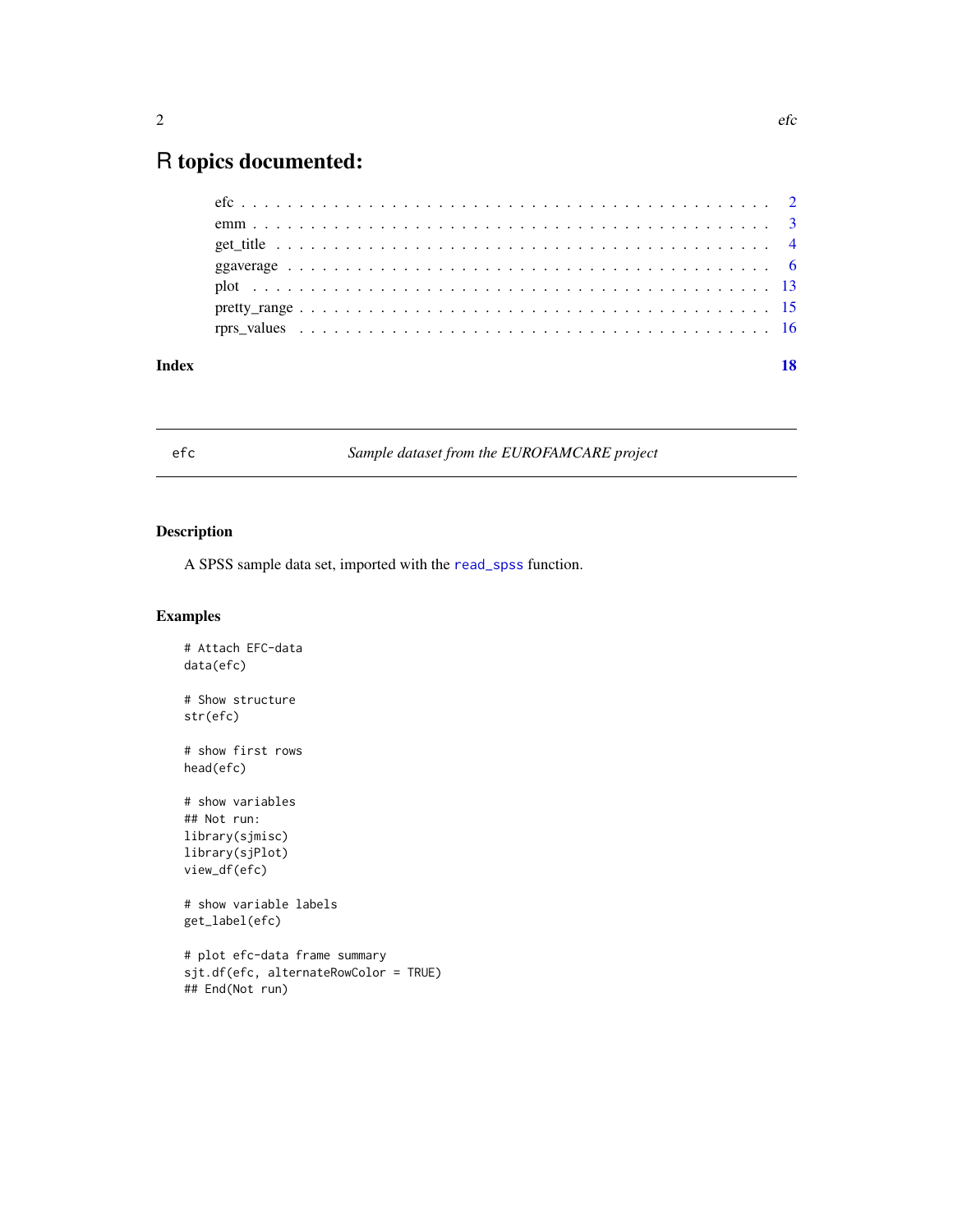# R topics documented:

efc . . . . . . . . . . . . . . . . . . . . . . . . . . . . . . . . . . . . . . . . . . . 2
emm . . . . . . . . . . . . . . . . . . . . . . . . . . . . . . . . . . . . . . . . . . . 3
get_title . . . . . . . . . . . . . . . . . . . . . . . . . . . . . . . . . . . . . . . . . 4
ggaverage . . . . . . . . . . . . . . . . . . . . . . . . . . . . . . . . . . . . . . . . 6
plot . . . . . . . . . . . . . . . . . . . . . . . . . . . . . . . . . . . . . . . . . . . 13
pretty_range . . . . . . . . . . . . . . . . . . . . . . . . . . . . . . . . . . . . . . 15
rprs_values . . . . . . . . . . . . . . . . . . . . . . . . . . . . . . . . . . . . . . . 16

**Index** **18**

---

efc — *Sample dataset from the EUROFAMCARE project*

---

## Description

A SPSS sample data set, imported with the read_spss function.

## Examples

```
# Attach EFC-data
data(efc)

# Show structure
str(efc)

# show first rows
head(efc)

# show variables
## Not run:
library(sjmisc)
library(sjPlot)
view_df(efc)

# show variable labels
get_label(efc)

# plot efc-data frame summary
sjt.df(efc, alternateRowColor = TRUE)
## End(Not run)
```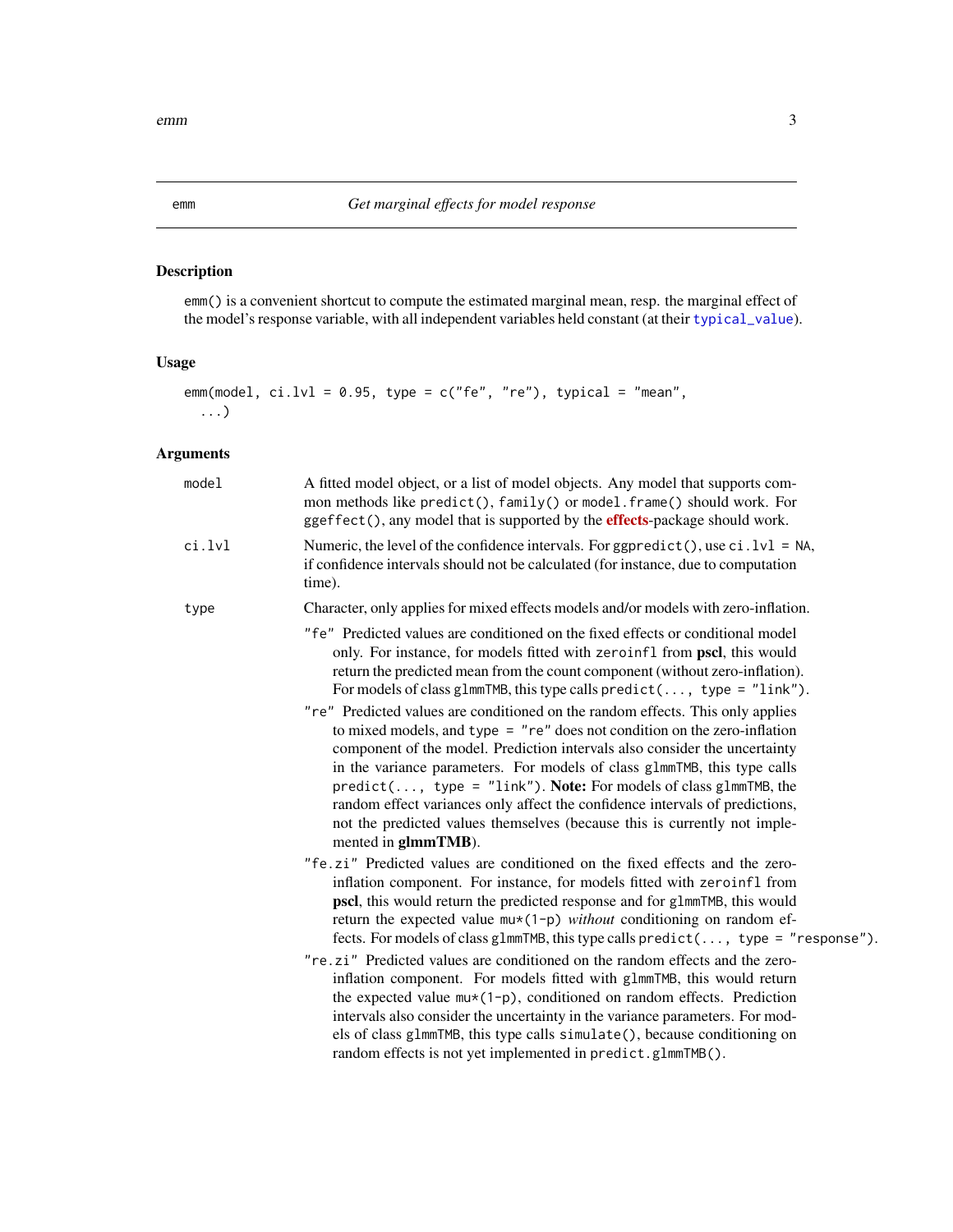# emm — *Get marginal effects for model response*

## Description

`emm()` is a convenient shortcut to compute the estimated marginal mean, resp. the marginal effect of the model's response variable, with all independent variables held constant (at their `typical_value`).

## Usage

```
emm(model, ci.lvl = 0.95, type = c("fe", "re"), typical = "mean",
  ...)
```

## Arguments

**model**
A fitted model object, or a list of model objects. Any model that supports common methods like `predict()`, `family()` or `model.frame()` should work. For `ggeffect()`, any model that is supported by the **effects**-package should work.

**ci.lvl**
Numeric, the level of the confidence intervals. For `ggpredict()`, use `ci.lvl = NA`, if confidence intervals should not be calculated (for instance, due to computation time).

**type**
Character, only applies for mixed effects models and/or models with zero-inflation.

- `"fe"` Predicted values are conditioned on the fixed effects or conditional model only. For instance, for models fitted with `zeroinfl` from **pscl**, this would return the predicted mean from the count component (without zero-inflation). For models of class `glmmTMB`, this type calls `predict(..., type = "link")`.
- `"re"` Predicted values are conditioned on the random effects. This only applies to mixed models, and `type = "re"` does not condition on the zero-inflation component of the model. Prediction intervals also consider the uncertainty in the variance parameters. For models of class `glmmTMB`, this type calls `predict(..., type = "link")`. **Note:** For models of class `glmmTMB`, the random effect variances only affect the confidence intervals of predictions, not the predicted values themselves (because this is currently not implemented in **glmmTMB**).
- `"fe.zi"` Predicted values are conditioned on the fixed effects and the zero-inflation component. For instance, for models fitted with `zeroinfl` from **pscl**, this would return the predicted response and for `glmmTMB`, this would return the expected value `mu*(1-p)` *without* conditioning on random effects. For models of class `glmmTMB`, this type calls `predict(..., type = "response")`.
- `"re.zi"` Predicted values are conditioned on the random effects and the zero-inflation component. For models fitted with `glmmTMB`, this would return the expected value `mu*(1-p)`, conditioned on random effects. Prediction intervals also consider the uncertainty in the variance parameters. For models of class `glmmTMB`, this type calls `simulate()`, because conditioning on random effects is not yet implemented in `predict.glmmTMB()`.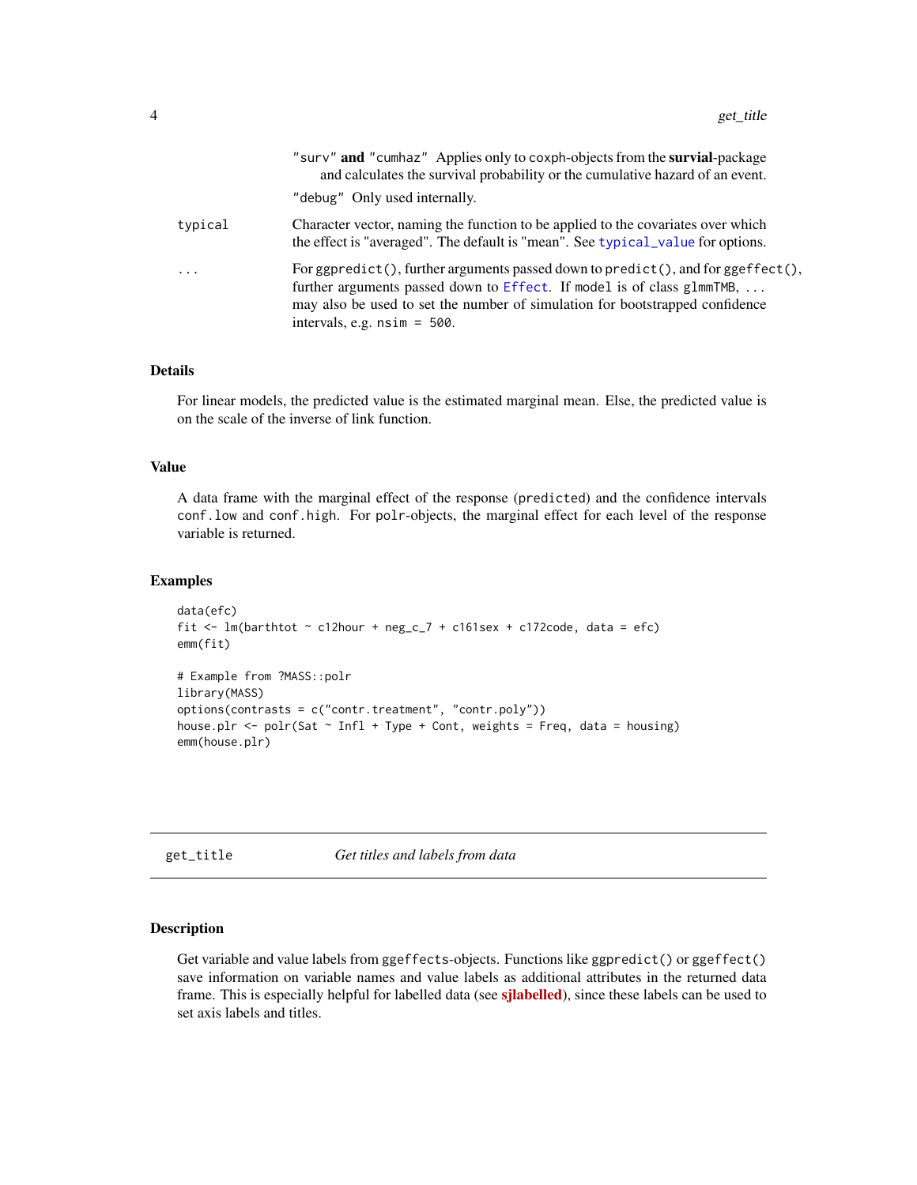"surv" **and** "cumhaz" Applies only to coxph-objects from the **survial**-package and calculates the survival probability or the cumulative hazard of an event.

"debug" Only used internally.

| | |
|---|---|
| typical | Character vector, naming the function to be applied to the covariates over which the effect is "averaged". The default is "mean". See typical_value for options. |
| ... | For ggpredict(), further arguments passed down to predict(), and for ggeffect(), further arguments passed down to Effect. If model is of class glmmTMB, ... may also be used to set the number of simulation for bootstrapped confidence intervals, e.g. nsim = 500. |

### Details

For linear models, the predicted value is the estimated marginal mean. Else, the predicted value is on the scale of the inverse of link function.

### Value

A data frame with the marginal effect of the response (predicted) and the confidence intervals conf.low and conf.high. For polr-objects, the marginal effect for each level of the response variable is returned.

### Examples

```
data(efc)
fit <- lm(barthtot ~ c12hour + neg_c_7 + c161sex + c172code, data = efc)
emm(fit)

# Example from ?MASS::polr
library(MASS)
options(contrasts = c("contr.treatment", "contr.poly"))
house.plr <- polr(Sat ~ Infl + Type + Cont, weights = Freq, data = housing)
emm(house.plr)
```

---

## get_title *Get titles and labels from data*

---

### Description

Get variable and value labels from ggeffects-objects. Functions like ggpredict() or ggeffect() save information on variable names and value labels as additional attributes in the returned data frame. This is especially helpful for labelled data (see **sjlabelled**), since these labels can be used to set axis labels and titles.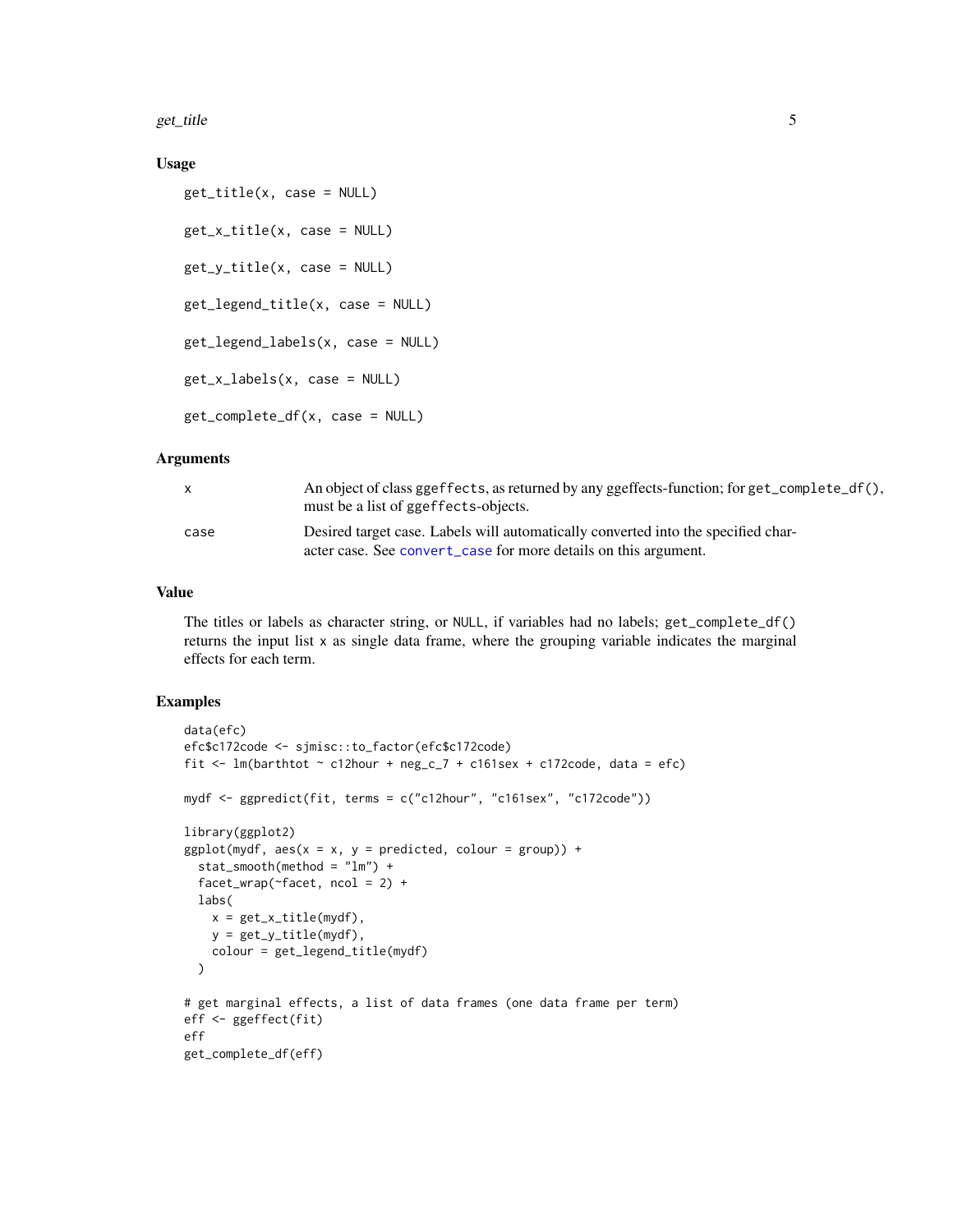### Usage

```
get_title(x, case = NULL)

get_x_title(x, case = NULL)

get_y_title(x, case = NULL)

get_legend_title(x, case = NULL)

get_legend_labels(x, case = NULL)

get_x_labels(x, case = NULL)

get_complete_df(x, case = NULL)
```

### Arguments

| | |
|---|---|
| x | An object of class ggeffects, as returned by any ggeffects-function; for get_complete_df(), must be a list of ggeffects-objects. |
| case | Desired target case. Labels will automatically converted into the specified character case. See convert_case for more details on this argument. |

### Value

The titles or labels as character string, or NULL, if variables had no labels; get_complete_df() returns the input list x as single data frame, where the grouping variable indicates the marginal effects for each term.

### Examples

```
data(efc)
efc$c172code <- sjmisc::to_factor(efc$c172code)
fit <- lm(barthtot ~ c12hour + neg_c_7 + c161sex + c172code, data = efc)

mydf <- ggpredict(fit, terms = c("c12hour", "c161sex", "c172code"))

library(ggplot2)
ggplot(mydf, aes(x = x, y = predicted, colour = group)) +
  stat_smooth(method = "lm") +
  facet_wrap(~facet, ncol = 2) +
  labs(
    x = get_x_title(mydf),
    y = get_y_title(mydf),
    colour = get_legend_title(mydf)
  )

# get marginal effects, a list of data frames (one data frame per term)
eff <- ggeffect(fit)
eff
get_complete_df(eff)
```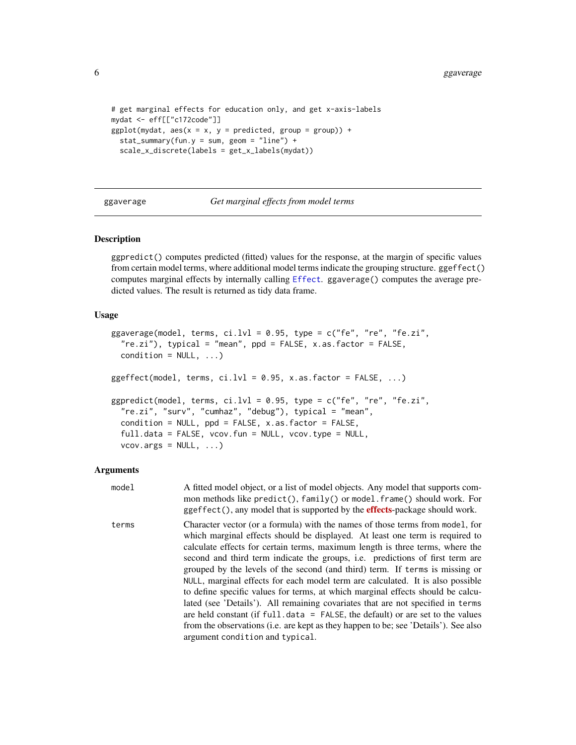```
# get marginal effects for education only, and get x-axis-labels
mydat <- eff[["c172code"]]
ggplot(mydat, aes(x = x, y = predicted, group = group)) +
  stat_summary(fun.y = sum, geom = "line") +
  scale_x_discrete(labels = get_x_labels(mydat))
```

---

## ggaverage — *Get marginal effects from model terms*

---

### Description

`ggpredict()` computes predicted (fitted) values for the response, at the margin of specific values from certain model terms, where additional model terms indicate the grouping structure. `ggeffect()` computes marginal effects by internally calling `Effect`. `ggaverage()` computes the average predicted values. The result is returned as tidy data frame.

### Usage

```
ggaverage(model, terms, ci.lvl = 0.95, type = c("fe", "re", "fe.zi",
  "re.zi"), typical = "mean", ppd = FALSE, x.as.factor = FALSE,
  condition = NULL, ...)

ggeffect(model, terms, ci.lvl = 0.95, x.as.factor = FALSE, ...)

ggpredict(model, terms, ci.lvl = 0.95, type = c("fe", "re", "fe.zi",
  "re.zi", "surv", "cumhaz", "debug"), typical = "mean",
  condition = NULL, ppd = FALSE, x.as.factor = FALSE,
  full.data = FALSE, vcov.fun = NULL, vcov.type = NULL,
  vcov.args = NULL, ...)
```

### Arguments

| | |
|---|---|
| `model` | A fitted model object, or a list of model objects. Any model that supports common methods like `predict()`, `family()` or `model.frame()` should work. For `ggeffect()`, any model that is supported by the **effects**-package should work. |
| `terms` | Character vector (or a formula) with the names of those terms from `model`, for which marginal effects should be displayed. At least one term is required to calculate effects for certain terms, maximum length is three terms, where the second and third term indicate the groups, i.e. predictions of first term are grouped by the levels of the second (and third) term. If `terms` is missing or `NULL`, marginal effects for each model term are calculated. It is also possible to define specific values for terms, at which marginal effects should be calculated (see 'Details'). All remaining covariates that are not specified in `terms` are held constant (if `full.data = FALSE`, the default) or are set to the values from the observations (i.e. are kept as they happen to be; see 'Details'). See also argument `condition` and `typical`. |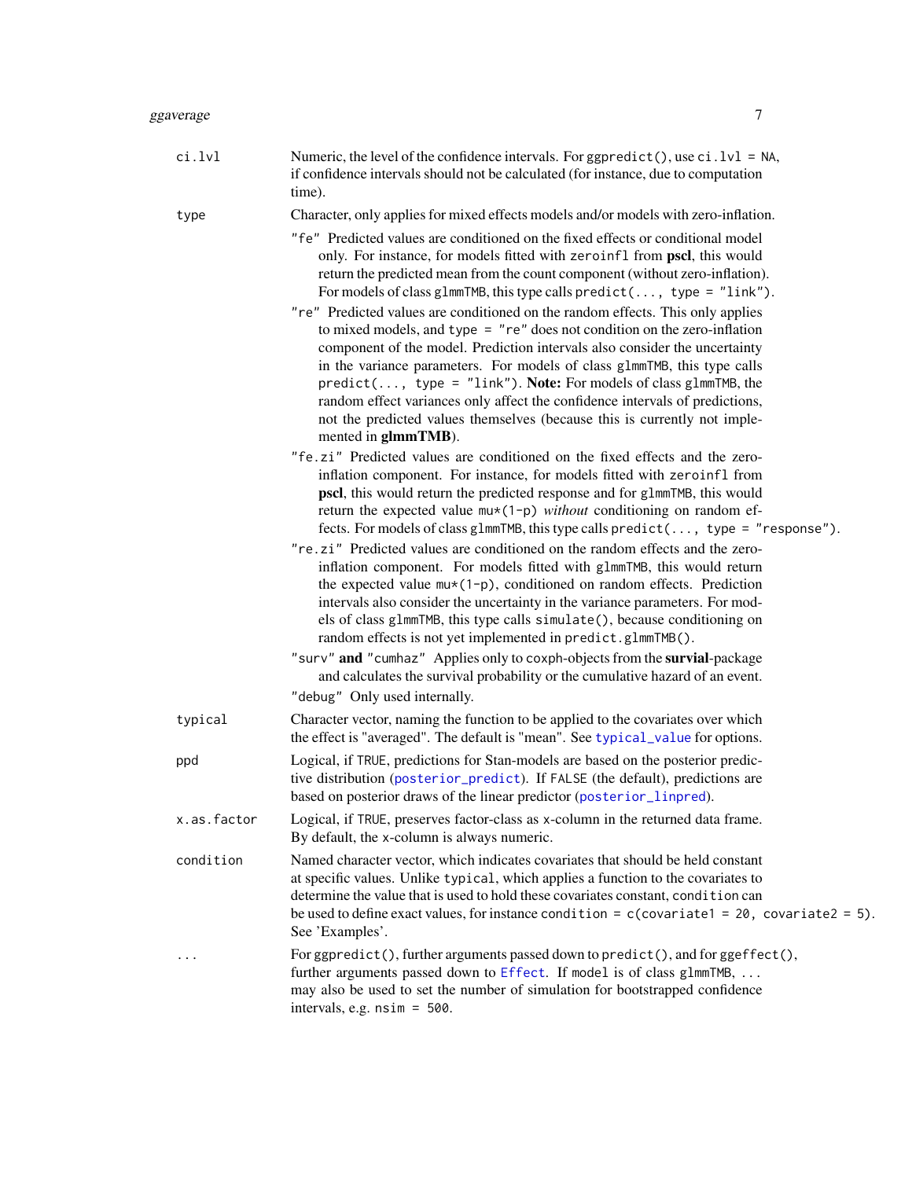| | |
|---|---|
| `ci.lvl` | Numeric, the level of the confidence intervals. For `ggpredict()`, use `ci.lvl = NA`, if confidence intervals should not be calculated (for instance, due to computation time). |
| `type` | Character, only applies for mixed effects models and/or models with zero-inflation.<br><br>`"fe"` Predicted values are conditioned on the fixed effects or conditional model only. For instance, for models fitted with `zeroinfl` from **pscl**, this would return the predicted mean from the count component (without zero-inflation). For models of class `glmmTMB`, this type calls `predict(..., type = "link")`.<br><br>`"re"` Predicted values are conditioned on the random effects. This only applies to mixed models, and `type = "re"` does not condition on the zero-inflation component of the model. Prediction intervals also consider the uncertainty in the variance parameters. For models of class `glmmTMB`, this type calls `predict(..., type = "link")`. **Note:** For models of class `glmmTMB`, the random effect variances only affect the confidence intervals of predictions, not the predicted values themselves (because this is currently not implemented in **glmmTMB**).<br><br>`"fe.zi"` Predicted values are conditioned on the fixed effects and the zero-inflation component. For instance, for models fitted with `zeroinfl` from **pscl**, this would return the predicted response and for `glmmTMB`, this would return the expected value `mu*(1-p)` *without* conditioning on random effects. For models of class `glmmTMB`, this type calls `predict(..., type = "response")`.<br><br>`"re.zi"` Predicted values are conditioned on the random effects and the zero-inflation component. For models fitted with `glmmTMB`, this would return the expected value `mu*(1-p)`, conditioned on random effects. Prediction intervals also consider the uncertainty in the variance parameters. For models of class `glmmTMB`, this type calls `simulate()`, because conditioning on random effects is not yet implemented in `predict.glmmTMB()`.<br><br>`"surv"` **and** `"cumhaz"` Applies only to `coxph`-objects from the **survial**-package and calculates the survival probability or the cumulative hazard of an event.<br><br>`"debug"` Only used internally. |
| `typical` | Character vector, naming the function to be applied to the covariates over which the effect is "averaged". The default is "mean". See `typical_value` for options. |
| `ppd` | Logical, if `TRUE`, predictions for Stan-models are based on the posterior predictive distribution (`posterior_predict`). If `FALSE` (the default), predictions are based on posterior draws of the linear predictor (`posterior_linpred`). |
| `x.as.factor` | Logical, if `TRUE`, preserves factor-class as x-column in the returned data frame. By default, the x-column is always numeric. |
| `condition` | Named character vector, which indicates covariates that should be held constant at specific values. Unlike `typical`, which applies a function to the covariates to determine the value that is used to hold these covariates constant, `condition` can be used to define exact values, for instance `condition = c(covariate1 = 20, covariate2 = 5)`. See 'Examples'. |
| `...` | For `ggpredict()`, further arguments passed down to `predict()`, and for `ggeffect()`, further arguments passed down to `Effect`. If `model` is of class `glmmTMB`, `...` may also be used to set the number of simulation for bootstrapped confidence intervals, e.g. `nsim = 500`. |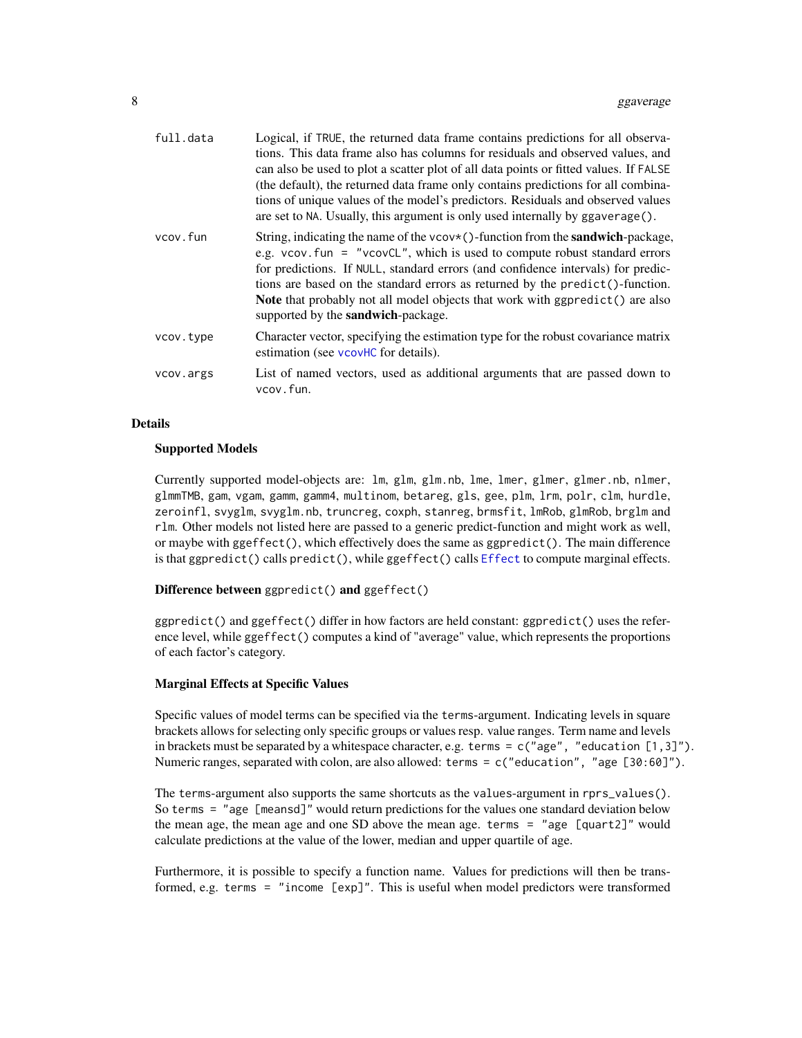| | |
|---|---|
| `full.data` | Logical, if `TRUE`, the returned data frame contains predictions for all observations. This data frame also has columns for residuals and observed values, and can also be used to plot a scatter plot of all data points or fitted values. If `FALSE` (the default), the returned data frame only contains predictions for all combinations of unique values of the model's predictors. Residuals and observed values are set to `NA`. Usually, this argument is only used internally by `ggaverage()`. |
| `vcov.fun` | String, indicating the name of the `vcov*()`-function from the **sandwich**-package, e.g. `vcov.fun = "vcovCL"`, which is used to compute robust standard errors for predictions. If `NULL`, standard errors (and confidence intervals) for predictions are based on the standard errors as returned by the `predict()`-function. **Note** that probably not all model objects that work with `ggpredict()` are also supported by the **sandwich**-package. |
| `vcov.type` | Character vector, specifying the estimation type for the robust covariance matrix estimation (see `vcovHC` for details). |
| `vcov.args` | List of named vectors, used as additional arguments that are passed down to `vcov.fun`. |

## Details

### Supported Models

Currently supported model-objects are: `lm`, `glm`, `glm.nb`, `lme`, `lmer`, `glmer`, `glmer.nb`, `nlmer`, `glmmTMB`, `gam`, `vgam`, `gamm`, `gamm4`, `multinom`, `betareg`, `gls`, `gee`, `plm`, `lrm`, `polr`, `clm`, `hurdle`, `zeroinfl`, `svyglm`, `svyglm.nb`, `truncreg`, `coxph`, `stanreg`, `brmsfit`, `lmRob`, `glmRob`, `brglm` and `rlm`. Other models not listed here are passed to a generic predict-function and might work as well, or maybe with `ggeffect()`, which effectively does the same as `ggpredict()`. The main difference is that `ggpredict()` calls `predict()`, while `ggeffect()` calls `Effect` to compute marginal effects.

### Difference between `ggpredict()` and `ggeffect()`

`ggpredict()` and `ggeffect()` differ in how factors are held constant: `ggpredict()` uses the reference level, while `ggeffect()` computes a kind of "average" value, which represents the proportions of each factor's category.

### Marginal Effects at Specific Values

Specific values of model terms can be specified via the `terms`-argument. Indicating levels in square brackets allows for selecting only specific groups or values resp. value ranges. Term name and levels in brackets must be separated by a whitespace character, e.g. `terms = c("age", "education [1,3]")`. Numeric ranges, separated with colon, are also allowed: `terms = c("education", "age [30:60]")`.

The `terms`-argument also supports the same shortcuts as the `values`-argument in `rprs_values()`. So `terms = "age [meansd]"` would return predictions for the values one standard deviation below the mean age, the mean age and one SD above the mean age. `terms = "age [quart2]"` would calculate predictions at the value of the lower, median and upper quartile of age.

Furthermore, it is possible to specify a function name. Values for predictions will then be transformed, e.g. `terms = "income [exp]"`. This is useful when model predictors were transformed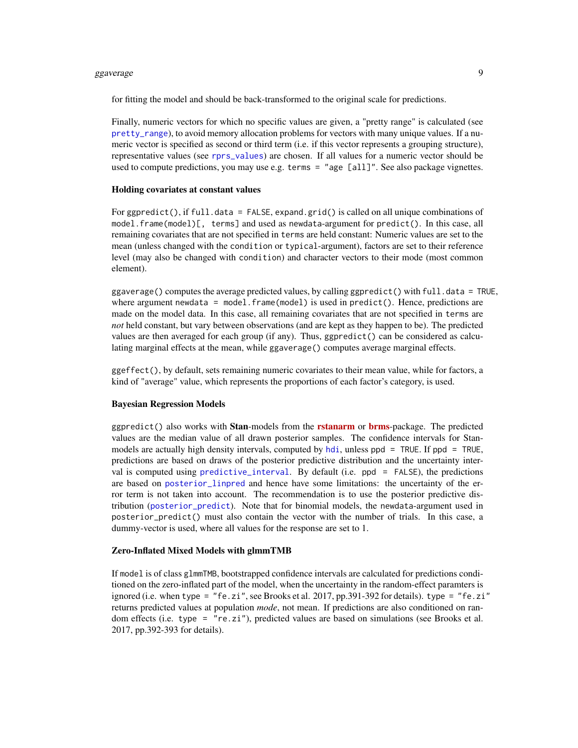for fitting the model and should be back-transformed to the original scale for predictions.

Finally, numeric vectors for which no specific values are given, a "pretty range" is calculated (see `pretty_range`), to avoid memory allocation problems for vectors with many unique values. If a numeric vector is specified as second or third term (i.e. if this vector represents a grouping structure), representative values (see `rprs_values`) are chosen. If all values for a numeric vector should be used to compute predictions, you may use e.g. `terms = "age [all]"`. See also package vignettes.

**Holding covariates at constant values**

For `ggpredict()`, if `full.data = FALSE`, `expand.grid()` is called on all unique combinations of `model.frame(model)[, terms]` and used as `newdata`-argument for `predict()`. In this case, all remaining covariates that are not specified in `terms` are held constant: Numeric values are set to the mean (unless changed with the `condition` or `typical`-argument), factors are set to their reference level (may also be changed with `condition`) and character vectors to their mode (most common element).

`ggaverage()` computes the average predicted values, by calling `ggpredict()` with `full.data = TRUE`, where argument `newdata = model.frame(model)` is used in `predict()`. Hence, predictions are made on the model data. In this case, all remaining covariates that are not specified in `terms` are *not* held constant, but vary between observations (and are kept as they happen to be). The predicted values are then averaged for each group (if any). Thus, `ggpredict()` can be considered as calculating marginal effects at the mean, while `ggaverage()` computes average marginal effects.

`ggeffect()`, by default, sets remaining numeric covariates to their mean value, while for factors, a kind of "average" value, which represents the proportions of each factor's category, is used.

**Bayesian Regression Models**

`ggpredict()` also works with **Stan**-models from the **rstanarm** or **brms**-package. The predicted values are the median value of all drawn posterior samples. The confidence intervals for Stan-models are actually high density intervals, computed by `hdi`, unless `ppd = TRUE`. If `ppd = TRUE`, predictions are based on draws of the posterior predictive distribution and the uncertainty interval is computed using `predictive_interval`. By default (i.e. `ppd = FALSE`), the predictions are based on `posterior_linpred` and hence have some limitations: the uncertainty of the error term is not taken into account. The recommendation is to use the posterior predictive distribution (`posterior_predict`). Note that for binomial models, the `newdata`-argument used in `posterior_predict()` must also contain the vector with the number of trials. In this case, a dummy-vector is used, where all values for the response are set to 1.

**Zero-Inflated Mixed Models with glmmTMB**

If `model` is of class `glmmTMB`, bootstrapped confidence intervals are calculated for predictions conditioned on the zero-inflated part of the model, when the uncertainty in the random-effect paramters is ignored (i.e. when `type = "fe.zi"`, see Brooks et al. 2017, pp.391-392 for details). `type = "fe.zi"` returns predicted values at population *mode*, not mean. If predictions are also conditioned on random effects (i.e. `type = "re.zi"`), predicted values are based on simulations (see Brooks et al. 2017, pp.392-393 for details).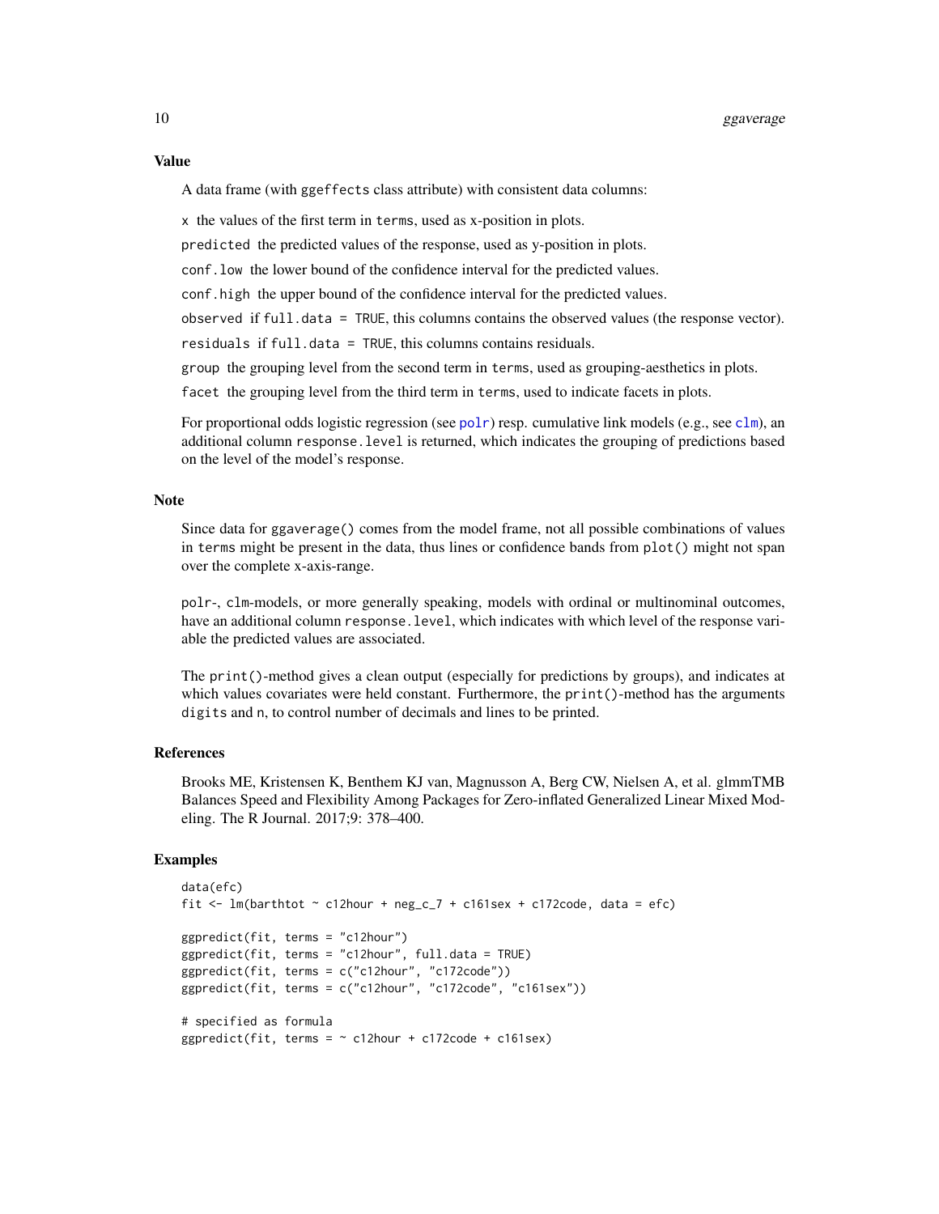## Value

A data frame (with `ggeffects` class attribute) with consistent data columns:

- `x` the values of the first term in `terms`, used as x-position in plots.
- `predicted` the predicted values of the response, used as y-position in plots.
- `conf.low` the lower bound of the confidence interval for the predicted values.
- `conf.high` the upper bound of the confidence interval for the predicted values.
- `observed` if `full.data = TRUE`, this columns contains the observed values (the response vector).
- `residuals` if `full.data = TRUE`, this columns contains residuals.
- `group` the grouping level from the second term in `terms`, used as grouping-aesthetics in plots.
- `facet` the grouping level from the third term in `terms`, used to indicate facets in plots.

For proportional odds logistic regression (see `polr`) resp. cumulative link models (e.g., see `clm`), an additional column `response.level` is returned, which indicates the grouping of predictions based on the level of the model's response.

## Note

Since data for `ggaverage()` comes from the model frame, not all possible combinations of values in `terms` might be present in the data, thus lines or confidence bands from `plot()` might not span over the complete x-axis-range.

`polr`-, `clm`-models, or more generally speaking, models with ordinal or multinominal outcomes, have an additional column `response.level`, which indicates with which level of the response variable the predicted values are associated.

The `print()`-method gives a clean output (especially for predictions by groups), and indicates at which values covariates were held constant. Furthermore, the `print()`-method has the arguments `digits` and `n`, to control number of decimals and lines to be printed.

## References

Brooks ME, Kristensen K, Benthem KJ van, Magnusson A, Berg CW, Nielsen A, et al. glmmTMB Balances Speed and Flexibility Among Packages for Zero-inflated Generalized Linear Mixed Modeling. The R Journal. 2017;9: 378–400.

## Examples

```
data(efc)
fit <- lm(barthtot ~ c12hour + neg_c_7 + c161sex + c172code, data = efc)

ggpredict(fit, terms = "c12hour")
ggpredict(fit, terms = "c12hour", full.data = TRUE)
ggpredict(fit, terms = c("c12hour", "c172code"))
ggpredict(fit, terms = c("c12hour", "c172code", "c161sex"))

# specified as formula
ggpredict(fit, terms = ~ c12hour + c172code + c161sex)
```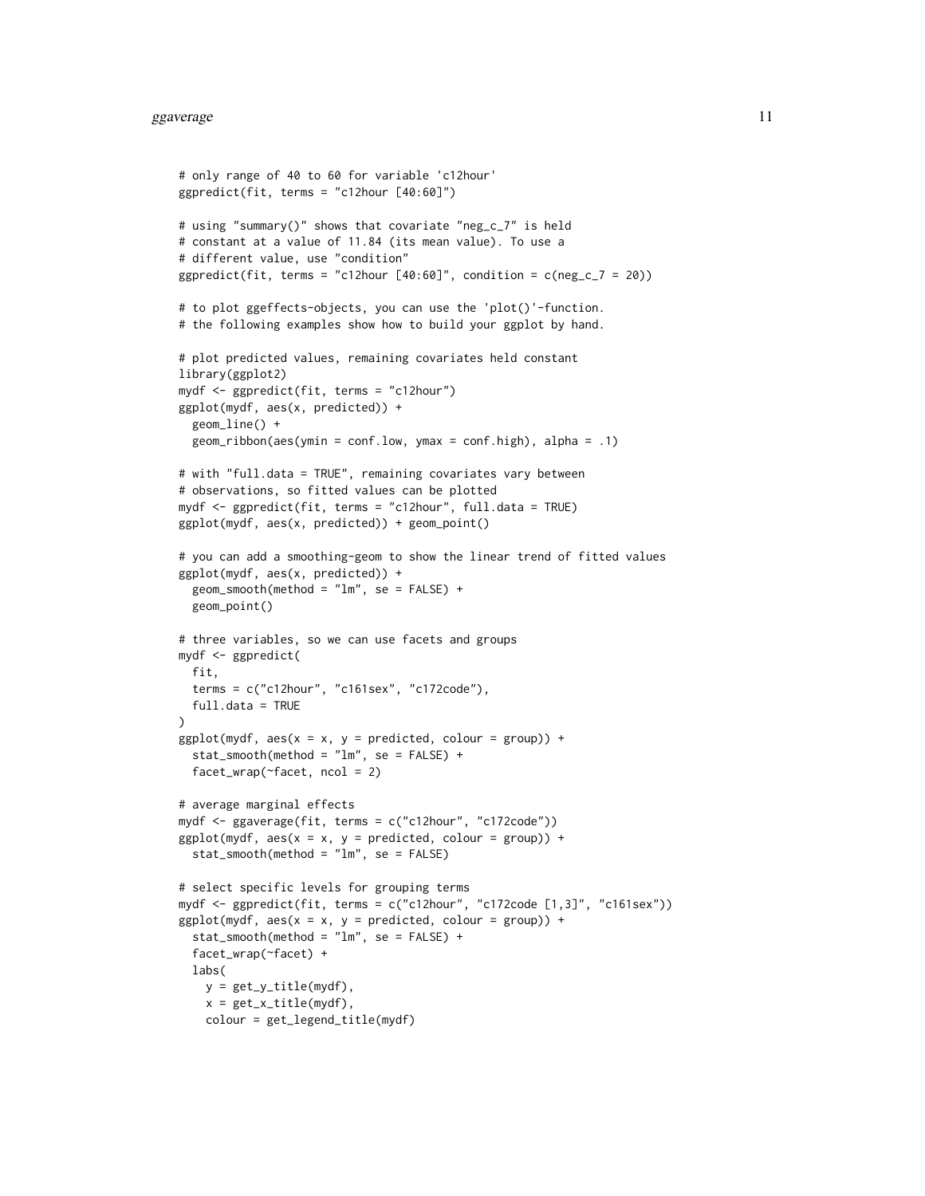```r
# only range of 40 to 60 for variable 'c12hour'
ggpredict(fit, terms = "c12hour [40:60]")

# using "summary()" shows that covariate "neg_c_7" is held
# constant at a value of 11.84 (its mean value). To use a
# different value, use "condition"
ggpredict(fit, terms = "c12hour [40:60]", condition = c(neg_c_7 = 20))

# to plot ggeffects-objects, you can use the 'plot()'-function.
# the following examples show how to build your ggplot by hand.

# plot predicted values, remaining covariates held constant
library(ggplot2)
mydf <- ggpredict(fit, terms = "c12hour")
ggplot(mydf, aes(x, predicted)) +
  geom_line() +
  geom_ribbon(aes(ymin = conf.low, ymax = conf.high), alpha = .1)

# with "full.data = TRUE", remaining covariates vary between
# observations, so fitted values can be plotted
mydf <- ggpredict(fit, terms = "c12hour", full.data = TRUE)
ggplot(mydf, aes(x, predicted)) + geom_point()

# you can add a smoothing-geom to show the linear trend of fitted values
ggplot(mydf, aes(x, predicted)) +
  geom_smooth(method = "lm", se = FALSE) +
  geom_point()

# three variables, so we can use facets and groups
mydf <- ggpredict(
  fit,
  terms = c("c12hour", "c161sex", "c172code"),
  full.data = TRUE
)
ggplot(mydf, aes(x = x, y = predicted, colour = group)) +
  stat_smooth(method = "lm", se = FALSE) +
  facet_wrap(~facet, ncol = 2)

# average marginal effects
mydf <- ggaverage(fit, terms = c("c12hour", "c172code"))
ggplot(mydf, aes(x = x, y = predicted, colour = group)) +
  stat_smooth(method = "lm", se = FALSE)

# select specific levels for grouping terms
mydf <- ggpredict(fit, terms = c("c12hour", "c172code [1,3]", "c161sex"))
ggplot(mydf, aes(x = x, y = predicted, colour = group)) +
  stat_smooth(method = "lm", se = FALSE) +
  facet_wrap(~facet) +
  labs(
    y = get_y_title(mydf),
    x = get_x_title(mydf),
    colour = get_legend_title(mydf)
```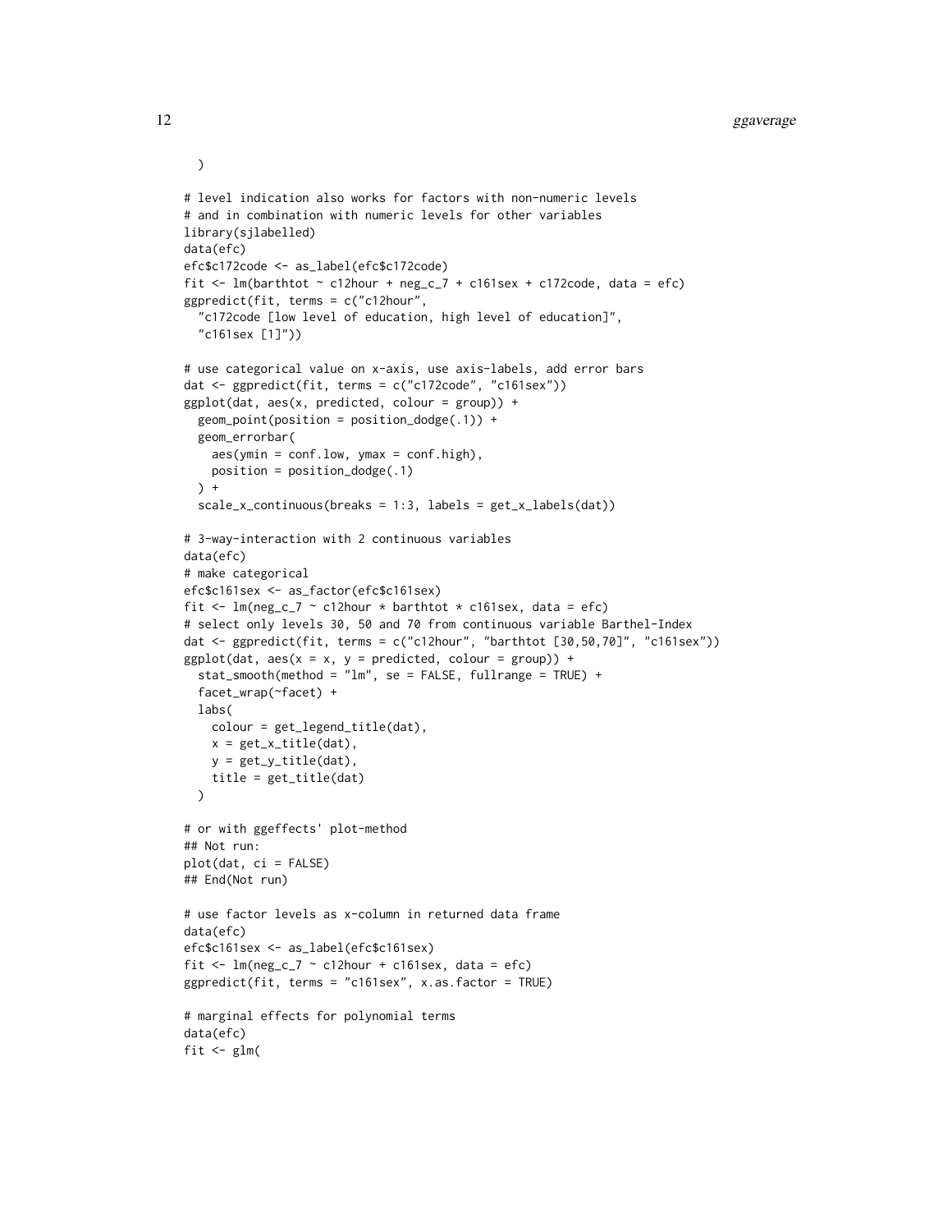```
  )

# level indication also works for factors with non-numeric levels
# and in combination with numeric levels for other variables
library(sjlabelled)
data(efc)
efc$c172code <- as_label(efc$c172code)
fit <- lm(barthtot ~ c12hour + neg_c_7 + c161sex + c172code, data = efc)
ggpredict(fit, terms = c("c12hour",
  "c172code [low level of education, high level of education]",
  "c161sex [1]"))

# use categorical value on x-axis, use axis-labels, add error bars
dat <- ggpredict(fit, terms = c("c172code", "c161sex"))
ggplot(dat, aes(x, predicted, colour = group)) +
  geom_point(position = position_dodge(.1)) +
  geom_errorbar(
    aes(ymin = conf.low, ymax = conf.high),
    position = position_dodge(.1)
  ) +
  scale_x_continuous(breaks = 1:3, labels = get_x_labels(dat))

# 3-way-interaction with 2 continuous variables
data(efc)
# make categorical
efc$c161sex <- as_factor(efc$c161sex)
fit <- lm(neg_c_7 ~ c12hour * barthtot * c161sex, data = efc)
# select only levels 30, 50 and 70 from continuous variable Barthel-Index
dat <- ggpredict(fit, terms = c("c12hour", "barthtot [30,50,70]", "c161sex"))
ggplot(dat, aes(x = x, y = predicted, colour = group)) +
  stat_smooth(method = "lm", se = FALSE, fullrange = TRUE) +
  facet_wrap(~facet) +
  labs(
    colour = get_legend_title(dat),
    x = get_x_title(dat),
    y = get_y_title(dat),
    title = get_title(dat)
  )

# or with ggeffects' plot-method
## Not run:
plot(dat, ci = FALSE)
## End(Not run)

# use factor levels as x-column in returned data frame
data(efc)
efc$c161sex <- as_label(efc$c161sex)
fit <- lm(neg_c_7 ~ c12hour + c161sex, data = efc)
ggpredict(fit, terms = "c161sex", x.as.factor = TRUE)

# marginal effects for polynomial terms
data(efc)
fit <- glm(
```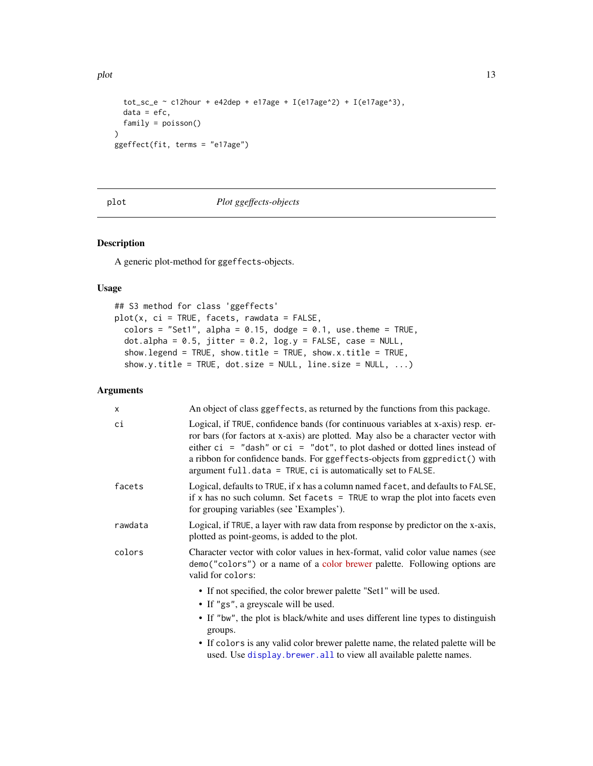```
  tot_sc_e ~ c12hour + e42dep + e17age + I(e17age^2) + I(e17age^3),
  data = efc,
  family = poisson()
)
ggeffect(fit, terms = "e17age")
```

## plot — *Plot ggeffects-objects*

### Description

A generic plot-method for ggeffects-objects.

### Usage

```
## S3 method for class 'ggeffects'
plot(x, ci = TRUE, facets, rawdata = FALSE,
  colors = "Set1", alpha = 0.15, dodge = 0.1, use.theme = TRUE,
  dot.alpha = 0.5, jitter = 0.2, log.y = FALSE, case = NULL,
  show.legend = TRUE, show.title = TRUE, show.x.title = TRUE,
  show.y.title = TRUE, dot.size = NULL, line.size = NULL, ...)
```

### Arguments

| | |
|---|---|
| x | An object of class ggeffects, as returned by the functions from this package. |
| ci | Logical, if TRUE, confidence bands (for continuous variables at x-axis) resp. error bars (for factors at x-axis) are plotted. May also be a character vector with either ci = "dash" or ci = "dot", to plot dashed or dotted lines instead of a ribbon for confidence bands. For ggeffects-objects from ggpredict() with argument full.data = TRUE, ci is automatically set to FALSE. |
| facets | Logical, defaults to TRUE, if x has a column named facet, and defaults to FALSE, if x has no such column. Set facets = TRUE to wrap the plot into facets even for grouping variables (see 'Examples'). |
| rawdata | Logical, if TRUE, a layer with raw data from response by predictor on the x-axis, plotted as point-geoms, is added to the plot. |
| colors | Character vector with color values in hex-format, valid color value names (see demo("colors") or a name of a color brewer palette. Following options are valid for colors: <br>• If not specified, the color brewer palette "Set1" will be used. <br>• If "gs", a greyscale will be used. <br>• If "bw", the plot is black/white and uses different line types to distinguish groups. <br>• If colors is any valid color brewer palette name, the related palette will be used. Use display.brewer.all to view all available palette names. |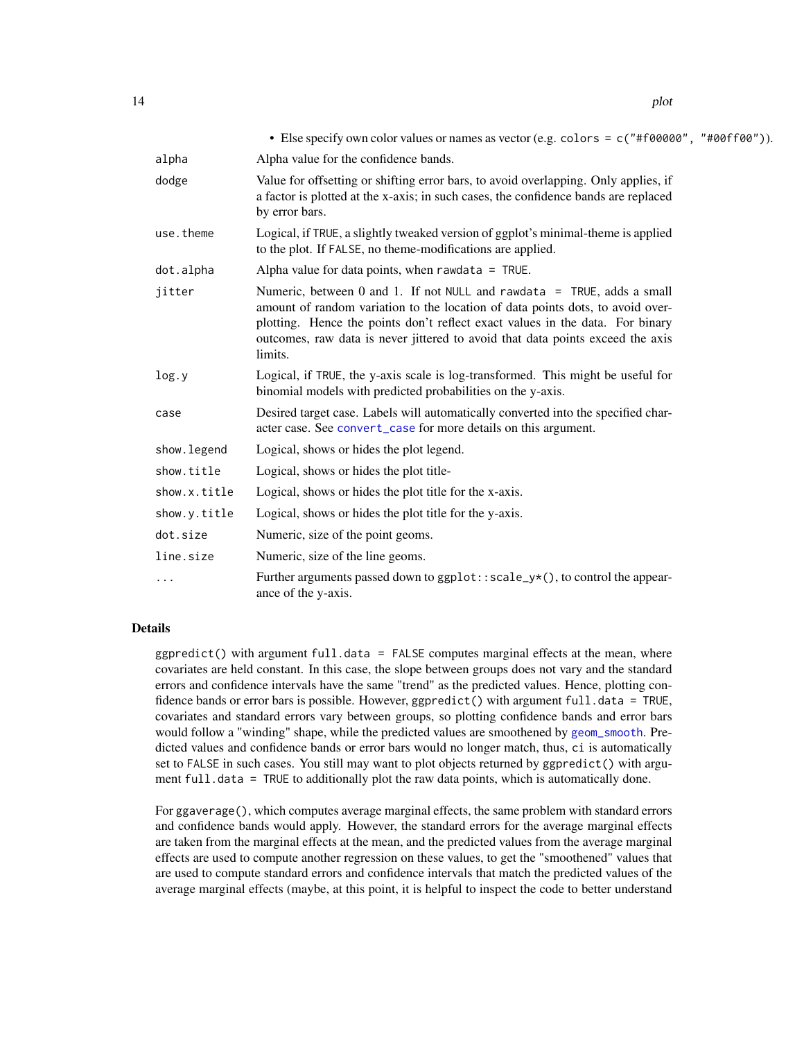- Else specify own color values or names as vector (e.g. `colors = c("#f00000", "#00ff00")`).

| | |
|---|---|
| `alpha` | Alpha value for the confidence bands. |
| `dodge` | Value for offsetting or shifting error bars, to avoid overlapping. Only applies, if a factor is plotted at the x-axis; in such cases, the confidence bands are replaced by error bars. |
| `use.theme` | Logical, if `TRUE`, a slightly tweaked version of ggplot's minimal-theme is applied to the plot. If `FALSE`, no theme-modifications are applied. |
| `dot.alpha` | Alpha value for data points, when `rawdata = TRUE`. |
| `jitter` | Numeric, between 0 and 1. If not `NULL` and `rawdata = TRUE`, adds a small amount of random variation to the location of data points dots, to avoid overplotting. Hence the points don't reflect exact values in the data. For binary outcomes, raw data is never jittered to avoid that data points exceed the axis limits. |
| `log.y` | Logical, if `TRUE`, the y-axis scale is log-transformed. This might be useful for binomial models with predicted probabilities on the y-axis. |
| `case` | Desired target case. Labels will automatically converted into the specified character case. See `convert_case` for more details on this argument. |
| `show.legend` | Logical, shows or hides the plot legend. |
| `show.title` | Logical, shows or hides the plot title- |
| `show.x.title` | Logical, shows or hides the plot title for the x-axis. |
| `show.y.title` | Logical, shows or hides the plot title for the y-axis. |
| `dot.size` | Numeric, size of the point geoms. |
| `line.size` | Numeric, size of the line geoms. |
| `...` | Further arguments passed down to `ggplot::scale_y*()`, to control the appearance of the y-axis. |

## Details

`ggpredict()` with argument `full.data = FALSE` computes marginal effects at the mean, where covariates are held constant. In this case, the slope between groups does not vary and the standard errors and confidence intervals have the same "trend" as the predicted values. Hence, plotting confidence bands or error bars is possible. However, `ggpredict()` with argument `full.data = TRUE`, covariates and standard errors vary between groups, so plotting confidence bands and error bars would follow a "winding" shape, while the predicted values are smoothened by `geom_smooth`. Predicted values and confidence bands or error bars would no longer match, thus, `ci` is automatically set to `FALSE` in such cases. You still may want to plot objects returned by `ggpredict()` with argument `full.data = TRUE` to additionally plot the raw data points, which is automatically done.

For `ggaverage()`, which computes average marginal effects, the same problem with standard errors and confidence bands would apply. However, the standard errors for the average marginal effects are taken from the marginal effects at the mean, and the predicted values from the average marginal effects are used to compute another regression on these values, to get the "smoothened" values that are used to compute standard errors and confidence intervals that match the predicted values of the average marginal effects (maybe, at this point, it is helpful to inspect the code to better understand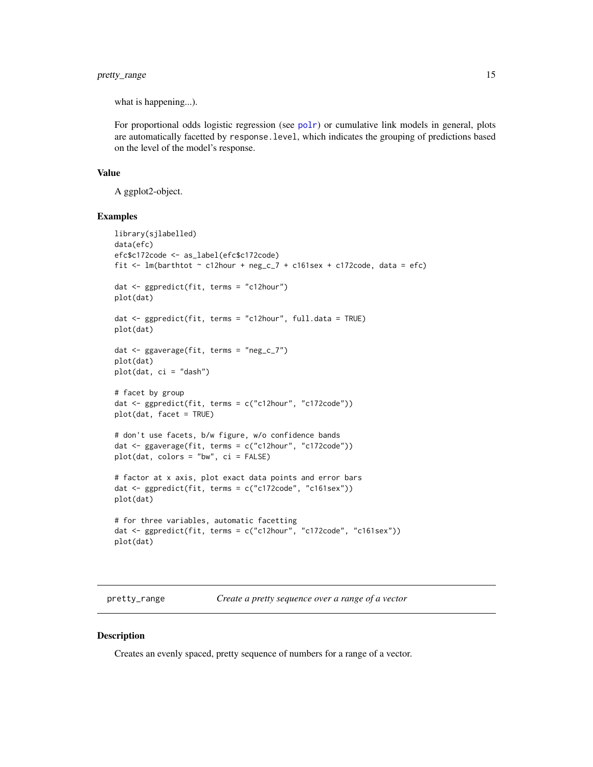what is happening...).

For proportional odds logistic regression (see polr) or cumulative link models in general, plots are automatically facetted by `response.level`, which indicates the grouping of predictions based on the level of the model's response.

### Value

A ggplot2-object.

### Examples

```
library(sjlabelled)
data(efc)
efc$c172code <- as_label(efc$c172code)
fit <- lm(barthtot ~ c12hour + neg_c_7 + c161sex + c172code, data = efc)

dat <- ggpredict(fit, terms = "c12hour")
plot(dat)

dat <- ggpredict(fit, terms = "c12hour", full.data = TRUE)
plot(dat)

dat <- ggaverage(fit, terms = "neg_c_7")
plot(dat)
plot(dat, ci = "dash")

# facet by group
dat <- ggpredict(fit, terms = c("c12hour", "c172code"))
plot(dat, facet = TRUE)

# don't use facets, b/w figure, w/o confidence bands
dat <- ggaverage(fit, terms = c("c12hour", "c172code"))
plot(dat, colors = "bw", ci = FALSE)

# factor at x axis, plot exact data points and error bars
dat <- ggpredict(fit, terms = c("c172code", "c161sex"))
plot(dat)

# for three variables, automatic facetting
dat <- ggpredict(fit, terms = c("c12hour", "c172code", "c161sex"))
plot(dat)
```

---

## pretty_range — *Create a pretty sequence over a range of a vector*

### Description

Creates an evenly spaced, pretty sequence of numbers for a range of a vector.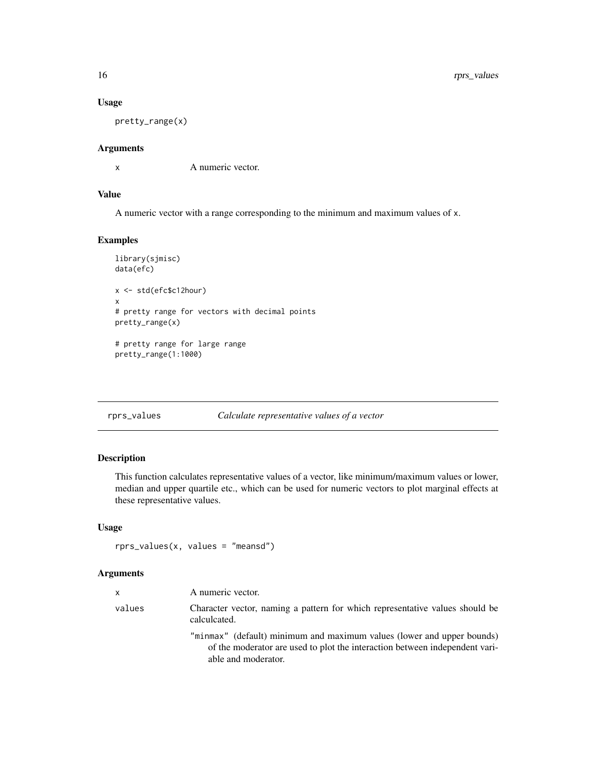### Usage

```
pretty_range(x)
```

### Arguments

x	A numeric vector.

### Value

A numeric vector with a range corresponding to the minimum and maximum values of x.

### Examples

```
library(sjmisc)
data(efc)

x <- std(efc$c12hour)
x
# pretty range for vectors with decimal points
pretty_range(x)

# pretty range for large range
pretty_range(1:1000)
```

---

## rprs_values    *Calculate representative values of a vector*

---

### Description

This function calculates representative values of a vector, like minimum/maximum values or lower, median and upper quartile etc., which can be used for numeric vectors to plot marginal effects at these representative values.

### Usage

```
rprs_values(x, values = "meansd")
```

### Arguments

x	A numeric vector.

values	Character vector, naming a pattern for which representative values should be calculcated.

"minmax" (default) minimum and maximum values (lower and upper bounds) of the moderator are used to plot the interaction between independent variable and moderator.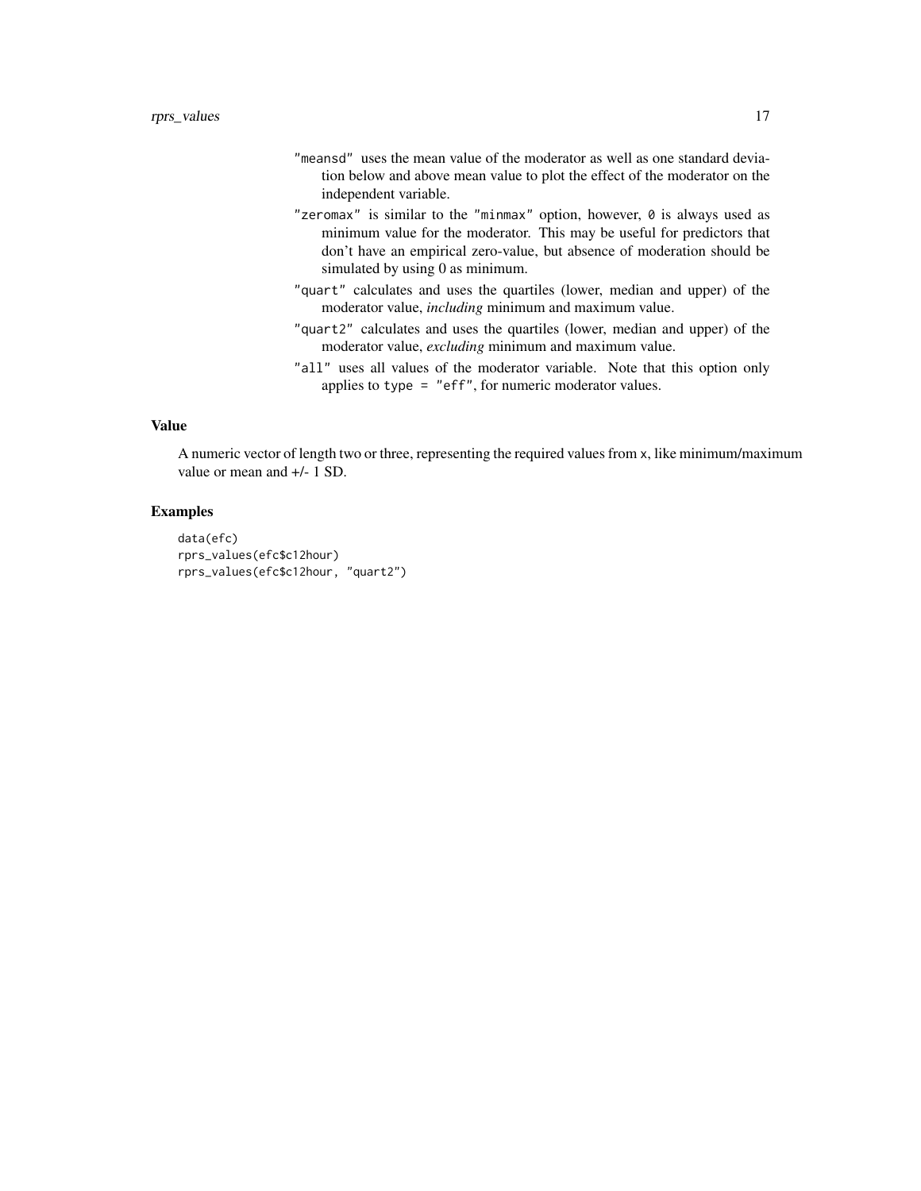"meansd" uses the mean value of the moderator as well as one standard deviation below and above mean value to plot the effect of the moderator on the independent variable.

"zeromax" is similar to the "minmax" option, however, 0 is always used as minimum value for the moderator. This may be useful for predictors that don't have an empirical zero-value, but absence of moderation should be simulated by using 0 as minimum.

"quart" calculates and uses the quartiles (lower, median and upper) of the moderator value, *including* minimum and maximum value.

"quart2" calculates and uses the quartiles (lower, median and upper) of the moderator value, *excluding* minimum and maximum value.

"all" uses all values of the moderator variable. Note that this option only applies to type = "eff", for numeric moderator values.

## Value

A numeric vector of length two or three, representing the required values from x, like minimum/maximum value or mean and +/- 1 SD.

## Examples

```
data(efc)
rprs_values(efc$c12hour)
rprs_values(efc$c12hour, "quart2")
```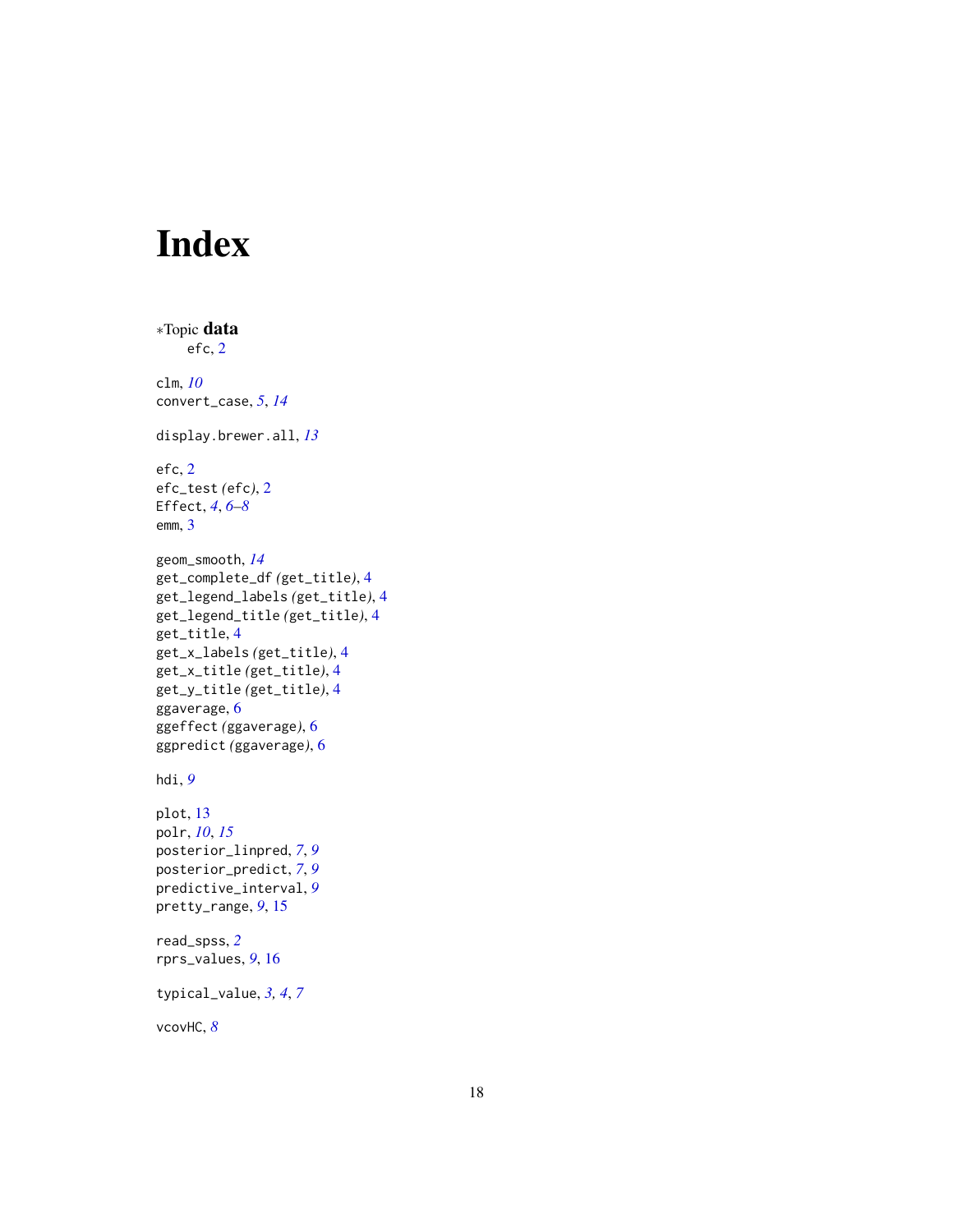# Index

*Topic **data**
    efc, 2

clm, *10*
convert_case, *5*, *14*

display.brewer.all, *13*

efc, 2
efc_test *(*efc*)*, 2
Effect, *4*, *6–8*
emm, 3

geom_smooth, *14*
get_complete_df *(*get_title*)*, 4
get_legend_labels *(*get_title*)*, 4
get_legend_title *(*get_title*)*, 4
get_title, 4
get_x_labels *(*get_title*)*, 4
get_x_title *(*get_title*)*, 4
get_y_title *(*get_title*)*, 4
ggaverage, 6
ggeffect *(*ggaverage*)*, 6
ggpredict *(*ggaverage*)*, 6

hdi, *9*

plot, 13
polr, *10*, *15*
posterior_linpred, *7*, *9*
posterior_predict, *7*, *9*
predictive_interval, *9*
pretty_range, *9*, 15

read_spss, *2*
rprs_values, *9*, 16

typical_value, *3, 4*, *7*

vcovHC, *8*